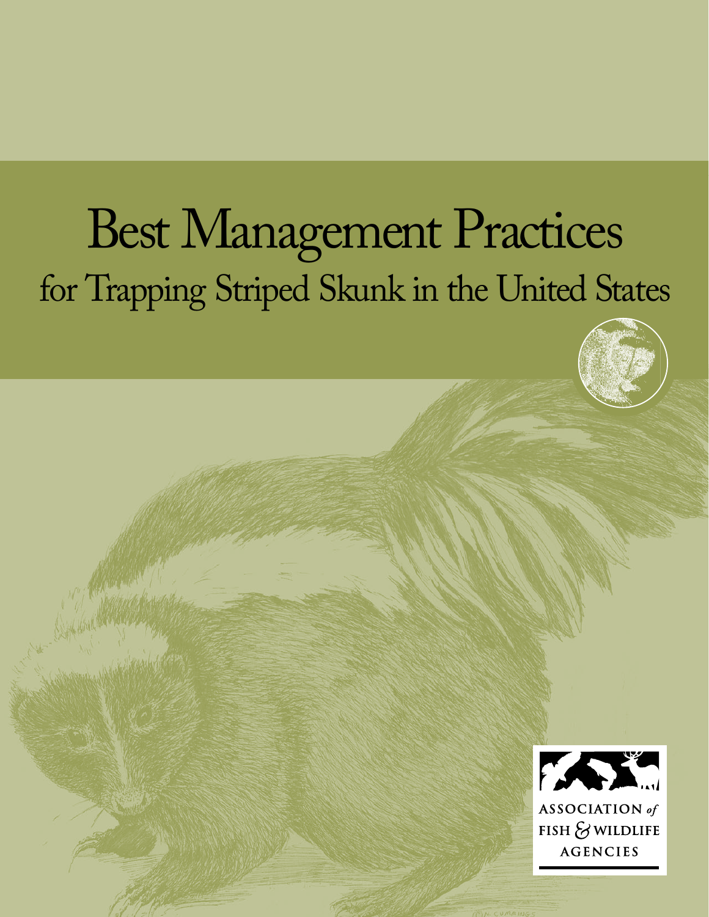# Best Management Practices

## for Trapping Striped Skunk in the United States

ASSOCIATION *of* FISH & WILDLIFE AGENCIES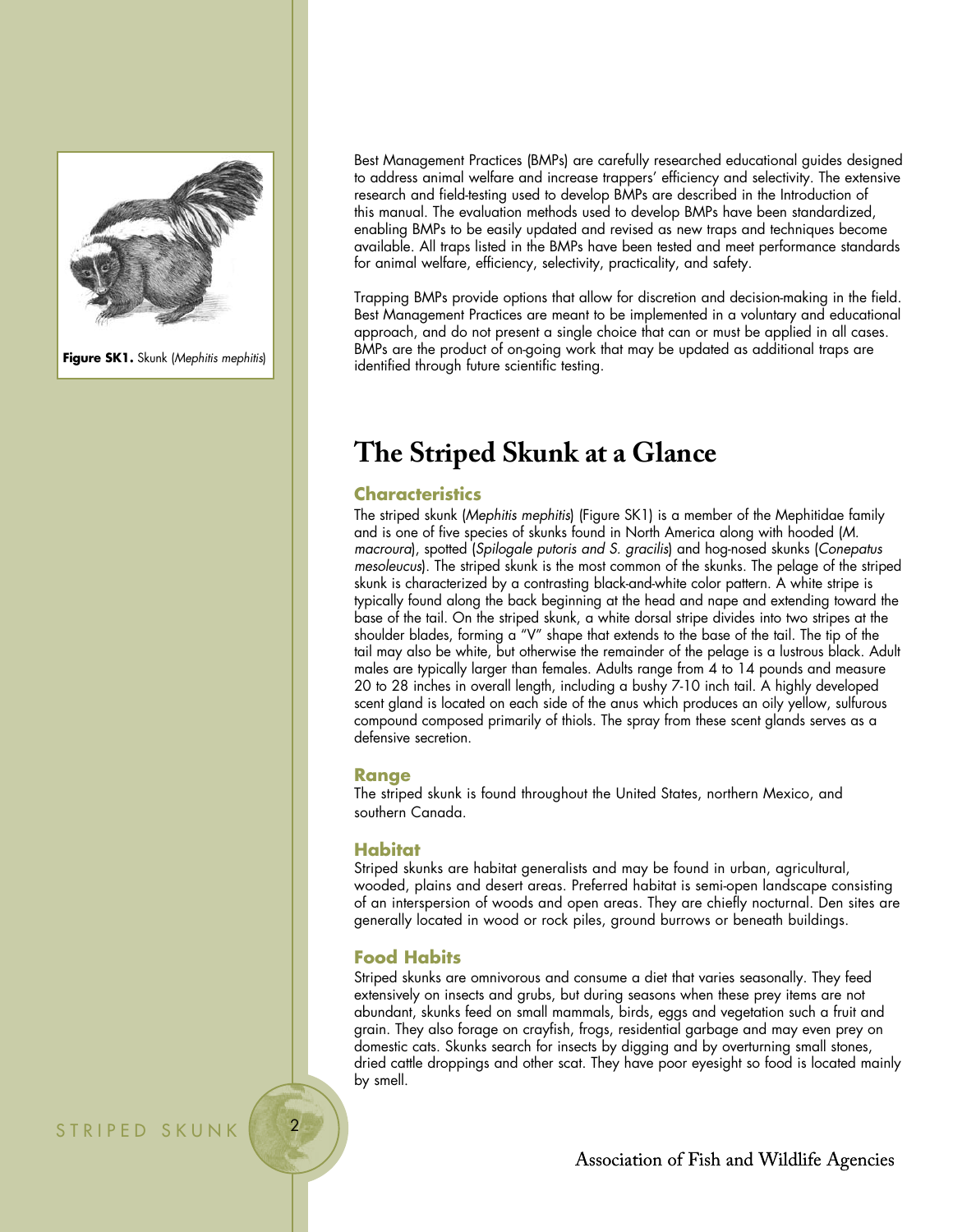Figure SK1. Skunk (*Mephitis mephitis*)

Best Management Practices (BMPs) are carefully researched educational guides designed to address animal welfare and increase trappers' efficiency and selectivity. The extensive research and field-testing used to develop BMPs are described in the Introduction of this manual. The evaluation methods used to develop BMPs have been standardized, enabling BMPs to be easily updated and revised as new traps and techniques become available. All traps listed in the BMPs have been tested and meet performance standards for animal welfare, efficiency, selectivity, practicality, and safety.

Trapping BMPs provide options that allow for discretion and decision-making in the field. Best Management Practices are meant to be implemented in a voluntary and educational approach, and do not present a single choice that can or must be applied in all cases. BMPs are the product of on-going work that may be updated as additional traps are identified through future scientific testing.

# The Striped Skunk at a Glance

## Characteristics

The striped skunk (*Mephitis mephitis*) (Figure SK1) is a member of the Mephitidae family and is one of five species of skunks found in North America along with hooded (*M. macroura*), spotted (*Spilogale putoris and S. gracilis*) and hog-nosed skunks (*Conepatus mesoleucus*). The striped skunk is the most common of the skunks. The pelage of the striped skunk is characterized by a contrasting black-and-white color pattern. A white stripe is typically found along the back beginning at the head and nape and extending toward the base of the tail. On the striped skunk, a white dorsal stripe divides into two stripes at the shoulder blades, forming a "V" shape that extends to the base of the tail. The tip of the tail may also be white, but otherwise the remainder of the pelage is a lustrous black. Adult males are typically larger than females. Adults range from 4 to 14 pounds and measure 20 to 28 inches in overall length, including a bushy 7-10 inch tail. A highly developed scent gland is located on each side of the anus which produces an oily yellow, sulfurous compound composed primarily of thiols. The spray from these scent glands serves as a defensive secretion.

## Range

The striped skunk is found throughout the United States, northern Mexico, and southern Canada.

## Habitat

Striped skunks are habitat generalists and may be found in urban, agricultural, wooded, plains and desert areas. Preferred habitat is semi-open landscape consisting of an interspersion of woods and open areas. They are chiefly nocturnal. Den sites are generally located in wood or rock piles, ground burrows or beneath buildings.

## Food Habits

Striped skunks are omnivorous and consume a diet that varies seasonally. They feed extensively on insects and grubs, but during seasons when these prey items are not abundant, skunks feed on small mammals, birds, eggs and vegetation such a fruit and grain. They also forage on crayfish, frogs, residential garbage and may even prey on domestic cats. Skunks search for insects by digging and by overturning small stones, dried cattle droppings and other scat. They have poor eyesight so food is located mainly by smell.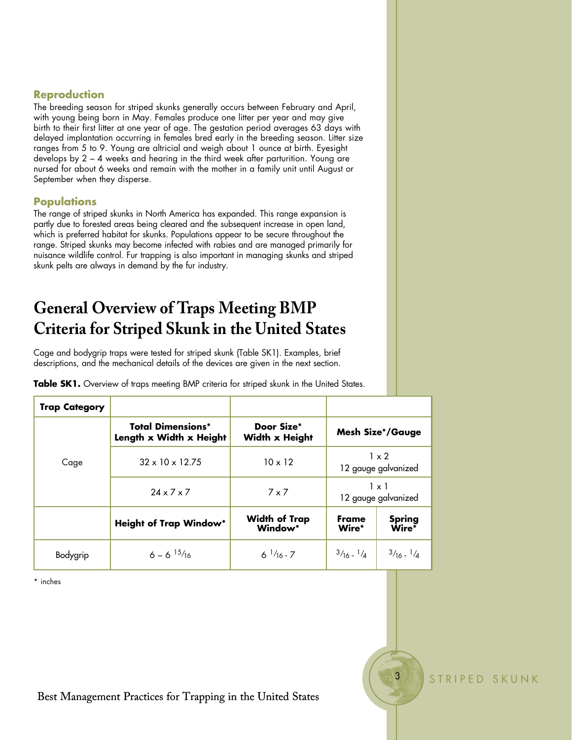### Reproduction

The breeding season for striped skunks generally occurs between February and April, with young being born in May. Females produce one litter per year and may give birth to their first litter at one year of age. The gestation period averages 63 days with delayed implantation occurring in females bred early in the breeding season. Litter size ranges from 5 to 9. Young are altricial and weigh about 1 ounce at birth. Eyesight develops by 2 – 4 weeks and hearing in the third week after parturition. Young are nursed for about 6 weeks and remain with the mother in a family unit until August or September when they disperse.

### Populations

The range of striped skunks in North America has expanded. This range expansion is partly due to forested areas being cleared and the subsequent increase in open land, which is preferred habitat for skunks. Populations appear to be secure throughout the range. Striped skunks may become infected with rabies and are managed primarily for nuisance wildlife control. Fur trapping is also important in managing skunks and striped skunk pelts are always in demand by the fur industry.

## General Overview of Traps Meeting BMP Criteria for Striped Skunk in the United States

Cage and bodygrip traps were tested for striped skunk (Table SK1). Examples, brief descriptions, and the mechanical details of the devices are given in the next section.

**Table SK1.** Overview of traps meeting BMP criteria for striped skunk in the United States.

| **Trap Category** | | | | |
|---|---|---|---|---|
| Cage | **Total Dimensions*<br>Length x Width x Height** | **Door Size*<br>Width x Height** | **Mesh Size*/Gauge** | |
| | 32 x 10 x 12.75 | 10 x 12 | 1 x 2<br>12 gauge galvanized | |
| | 24 x 7 x 7 | 7 x 7 | 1 x 1<br>12 gauge galvanized | |
| | **Height of Trap Window*** | **Width of Trap Window*** | **Frame Wire*** | **Spring Wire*** |
| Bodygrip | 6 – 6 15/16 | 6 1/16 - 7 | 3/16 - 1/4 | 3/16 - 1/4 |

\* inches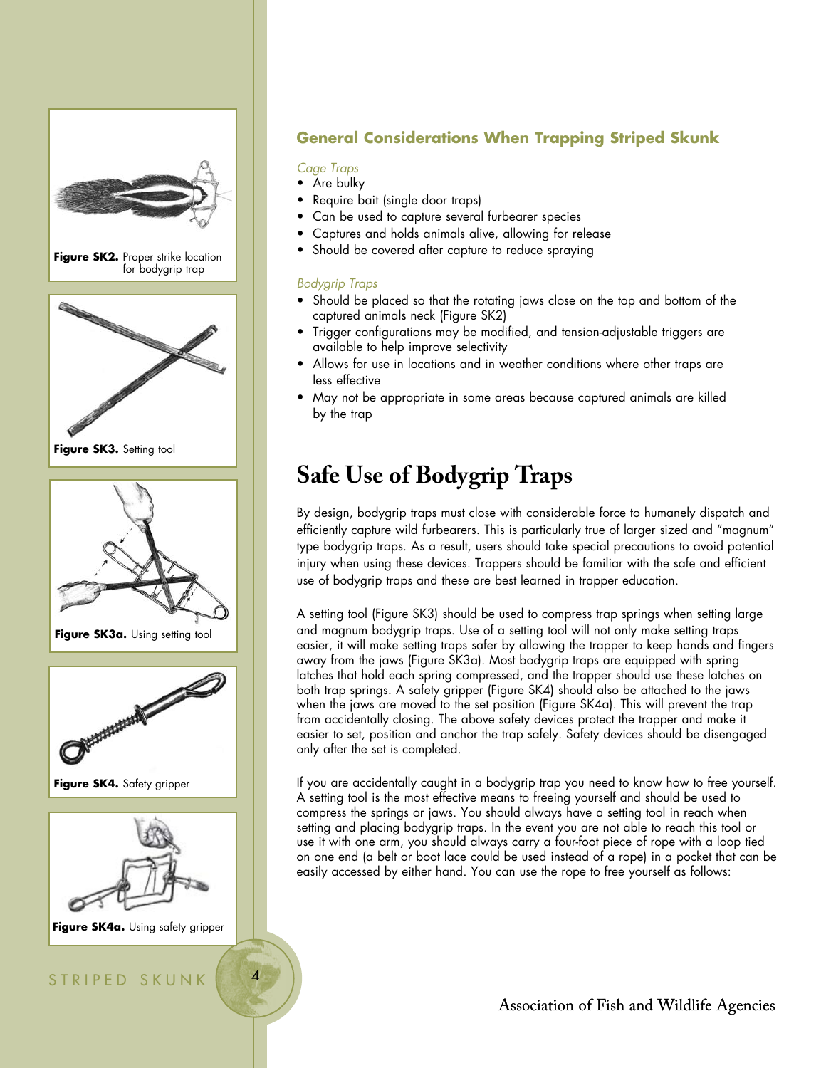Figure SK2. Proper strike location for bodygrip trap

Figure SK3. Setting tool

Figure SK3a. Using setting tool

Figure SK4. Safety gripper

Figure SK4a. Using safety gripper

### General Considerations When Trapping Striped Skunk

*Cage Traps*

- Are bulky
- Require bait (single door traps)
- Can be used to capture several furbearer species
- Captures and holds animals alive, allowing for release
- Should be covered after capture to reduce spraying

*Bodygrip Traps*

- Should be placed so that the rotating jaws close on the top and bottom of the captured animals neck (Figure SK2)
- Trigger configurations may be modified, and tension-adjustable triggers are available to help improve selectivity
- Allows for use in locations and in weather conditions where other traps are less effective
- May not be appropriate in some areas because captured animals are killed by the trap

## Safe Use of Bodygrip Traps

By design, bodygrip traps must close with considerable force to humanely dispatch and efficiently capture wild furbearers. This is particularly true of larger sized and "magnum" type bodygrip traps. As a result, users should take special precautions to avoid potential injury when using these devices. Trappers should be familiar with the safe and efficient use of bodygrip traps and these are best learned in trapper education.

A setting tool (Figure SK3) should be used to compress trap springs when setting large and magnum bodygrip traps. Use of a setting tool will not only make setting traps easier, it will make setting traps safer by allowing the trapper to keep hands and fingers away from the jaws (Figure SK3a). Most bodygrip traps are equipped with spring latches that hold each spring compressed, and the trapper should use these latches on both trap springs. A safety gripper (Figure SK4) should also be attached to the jaws when the jaws are moved to the set position (Figure SK4a). This will prevent the trap from accidentally closing. The above safety devices protect the trapper and make it easier to set, position and anchor the trap safely. Safety devices should be disengaged only after the set is completed.

If you are accidentally caught in a bodygrip trap you need to know how to free yourself. A setting tool is the most effective means to freeing yourself and should be used to compress the springs or jaws. You should always have a setting tool in reach when setting and placing bodygrip traps. In the event you are not able to reach this tool or use it with one arm, you should always carry a four-foot piece of rope with a loop tied on one end (a belt or boot lace could be used instead of a rope) in a pocket that can be easily accessed by either hand. You can use the rope to free yourself as follows: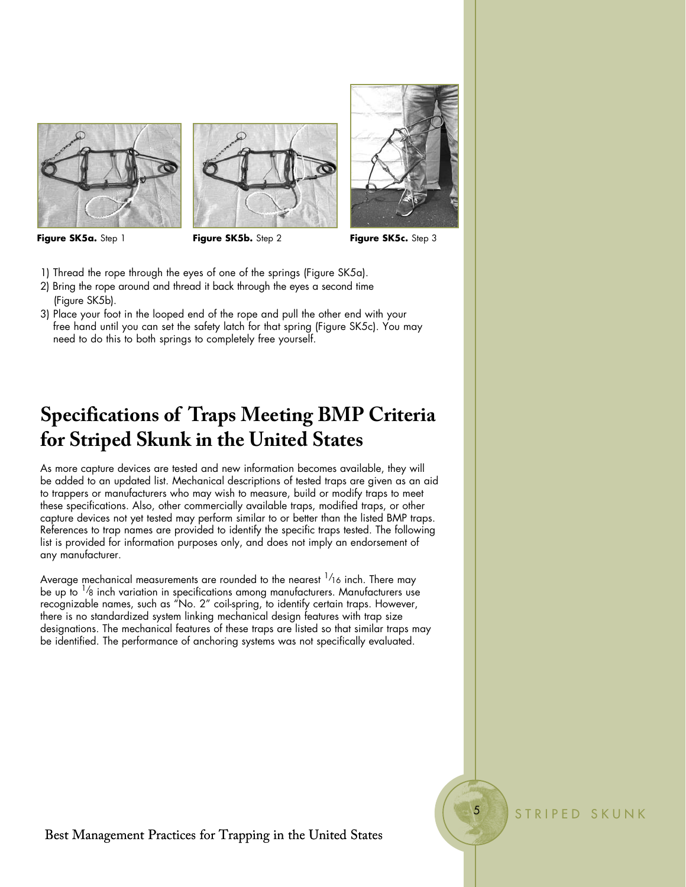**Figure SK5a.** Step 1

**Figure SK5b.** Step 2

**Figure SK5c.** Step 3

1) Thread the rope through the eyes of one of the springs (Figure SK5a).
2) Bring the rope around and thread it back through the eyes a second time (Figure SK5b).
3) Place your foot in the looped end of the rope and pull the other end with your free hand until you can set the safety latch for that spring (Figure SK5c). You may need to do this to both springs to completely free yourself.

# Specifications of Traps Meeting BMP Criteria for Striped Skunk in the United States

As more capture devices are tested and new information becomes available, they will be added to an updated list. Mechanical descriptions of tested traps are given as an aid to trappers or manufacturers who may wish to measure, build or modify traps to meet these specifications. Also, other commercially available traps, modified traps, or other capture devices not yet tested may perform similar to or better than the listed BMP traps. References to trap names are provided to identify the specific traps tested. The following list is provided for information purposes only, and does not imply an endorsement of any manufacturer.

Average mechanical measurements are rounded to the nearest $1/16$ inch. There may be up to $1/8$ inch variation in specifications among manufacturers. Manufacturers use recognizable names, such as "No. 2" coil-spring, to identify certain traps. However, there is no standardized system linking mechanical design features with trap size designations. The mechanical features of these traps are listed so that similar traps may be identified. The performance of anchoring systems was not specifically evaluated.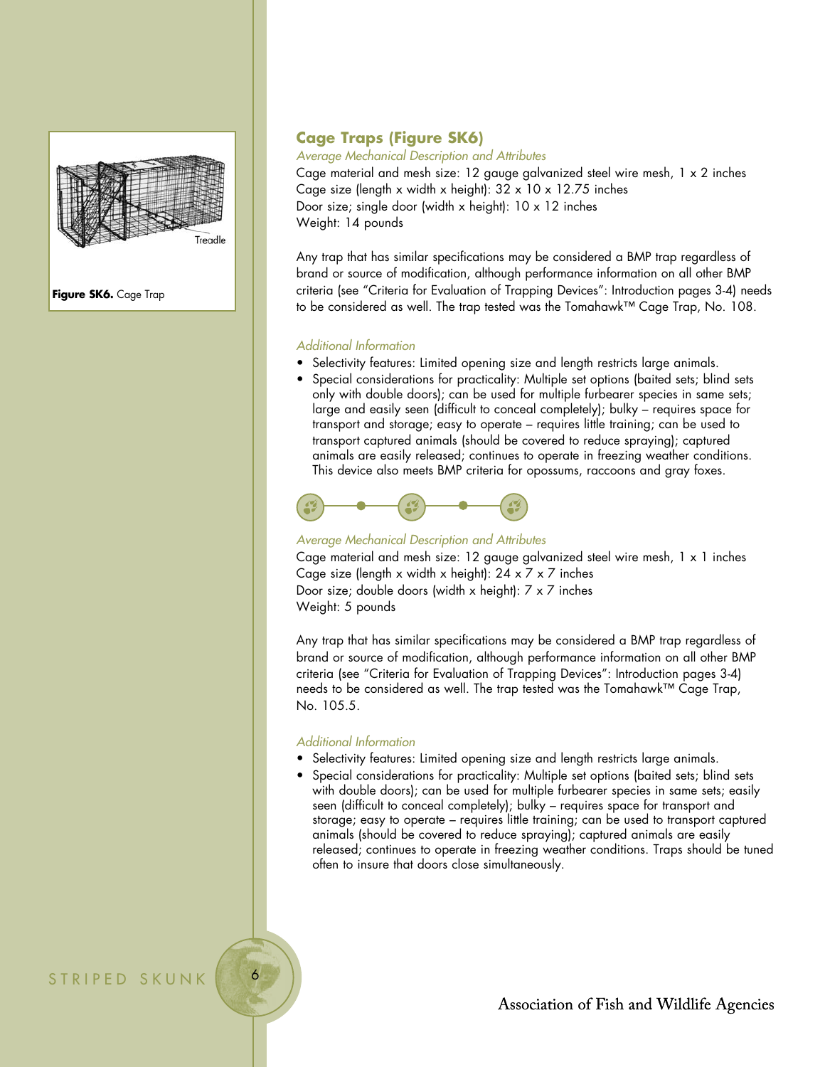Figure SK6. Cage Trap

## Cage Traps (Figure SK6)

*Average Mechanical Description and Attributes*

Cage material and mesh size: 12 gauge galvanized steel wire mesh, 1 x 2 inches
Cage size (length x width x height): 32 x 10 x 12.75 inches
Door size; single door (width x height): 10 x 12 inches
Weight: 14 pounds

Any trap that has similar specifications may be considered a BMP trap regardless of brand or source of modification, although performance information on all other BMP criteria (see "Criteria for Evaluation of Trapping Devices": Introduction pages 3-4) needs to be considered as well. The trap tested was the Tomahawk™ Cage Trap, No. 108.

*Additional Information*

- Selectivity features: Limited opening size and length restricts large animals.
- Special considerations for practicality: Multiple set options (baited sets; blind sets only with double doors); can be used for multiple furbearer species in same sets; large and easily seen (difficult to conceal completely); bulky – requires space for transport and storage; easy to operate – requires little training; can be used to transport captured animals (should be covered to reduce spraying); captured animals are easily released; continues to operate in freezing weather conditions. This device also meets BMP criteria for opossums, raccoons and gray foxes.

*Average Mechanical Description and Attributes*

Cage material and mesh size: 12 gauge galvanized steel wire mesh, 1 x 1 inches
Cage size (length x width x height): 24 x 7 x 7 inches
Door size; double doors (width x height): 7 x 7 inches
Weight: 5 pounds

Any trap that has similar specifications may be considered a BMP trap regardless of brand or source of modification, although performance information on all other BMP criteria (see "Criteria for Evaluation of Trapping Devices": Introduction pages 3-4) needs to be considered as well. The trap tested was the Tomahawk™ Cage Trap, No. 105.5.

*Additional Information*

- Selectivity features: Limited opening size and length restricts large animals.
- Special considerations for practicality: Multiple set options (baited sets; blind sets with double doors); can be used for multiple furbearer species in same sets; easily seen (difficult to conceal completely); bulky – requires space for transport and storage; easy to operate – requires little training; can be used to transport captured animals (should be covered to reduce spraying); captured animals are easily released; continues to operate in freezing weather conditions. Traps should be tuned often to insure that doors close simultaneously.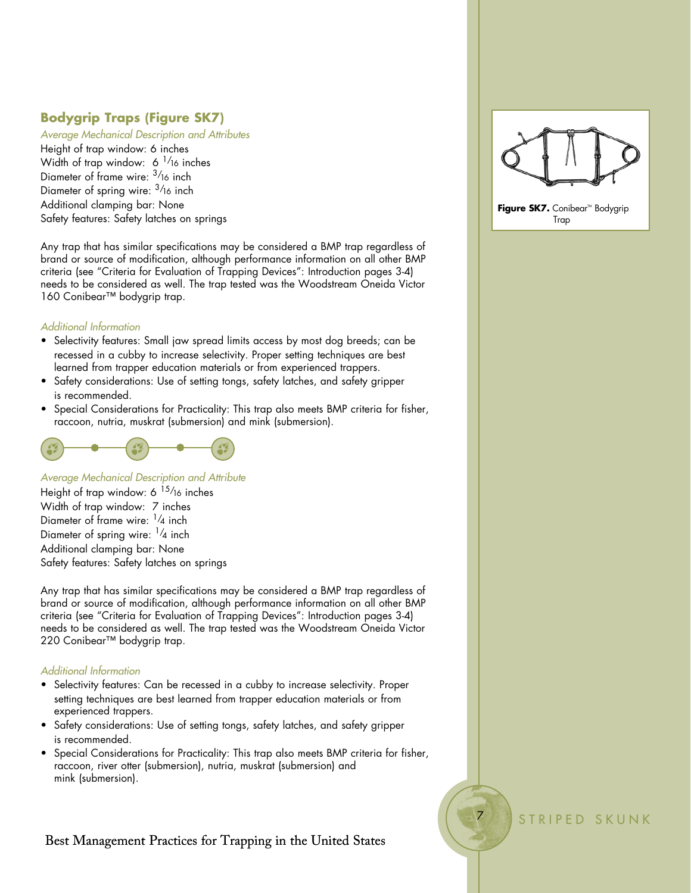## Bodygrip Traps (Figure SK7)

*Average Mechanical Description and Attributes*

Height of trap window: 6 inches
Width of trap window: 6 1/16 inches
Diameter of frame wire: 3/16 inch
Diameter of spring wire: 3/16 inch
Additional clamping bar: None
Safety features: Safety latches on springs

Any trap that has similar specifications may be considered a BMP trap regardless of brand or source of modification, although performance information on all other BMP criteria (see "Criteria for Evaluation of Trapping Devices": Introduction pages 3-4) needs to be considered as well. The trap tested was the Woodstream Oneida Victor 160 Conibear™ bodygrip trap.

*Additional Information*

- Selectivity features: Small jaw spread limits access by most dog breeds; can be recessed in a cubby to increase selectivity. Proper setting techniques are best learned from trapper education materials or from experienced trappers.
- Safety considerations: Use of setting tongs, safety latches, and safety gripper is recommended.
- Special Considerations for Practicality: This trap also meets BMP criteria for fisher, raccoon, nutria, muskrat (submersion) and mink (submersion).

**Figure SK7.** Conibear™ Bodygrip Trap

*Average Mechanical Description and Attribute*

Height of trap window: 6 15/16 inches
Width of trap window: 7 inches
Diameter of frame wire: 1/4 inch
Diameter of spring wire: 1/4 inch
Additional clamping bar: None
Safety features: Safety latches on springs

Any trap that has similar specifications may be considered a BMP trap regardless of brand or source of modification, although performance information on all other BMP criteria (see "Criteria for Evaluation of Trapping Devices": Introduction pages 3-4) needs to be considered as well. The trap tested was the Woodstream Oneida Victor 220 Conibear™ bodygrip trap.

*Additional Information*

- Selectivity features: Can be recessed in a cubby to increase selectivity. Proper setting techniques are best learned from trapper education materials or from experienced trappers.
- Safety considerations: Use of setting tongs, safety latches, and safety gripper is recommended.
- Special Considerations for Practicality: This trap also meets BMP criteria for fisher, raccoon, river otter (submersion), nutria, muskrat (submersion) and mink (submersion).